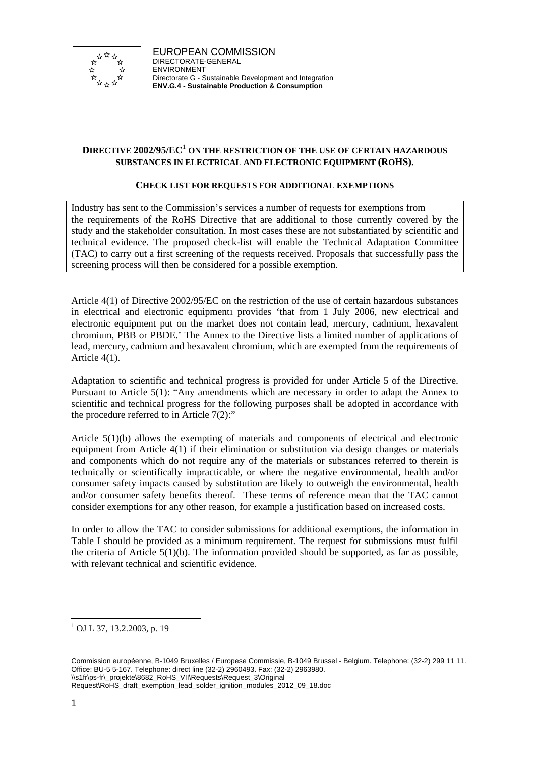EUROPEAN COMMISSION
DIRECTORATE-GENERAL
ENVIRONMENT
Directorate G - Sustainable Development and Integration
**ENV.G.4 - Sustainable Production & Consumption**

## DIRECTIVE 2002/95/EC[1] ON THE RESTRICTION OF THE USE OF CERTAIN HAZARDOUS SUBSTANCES IN ELECTRICAL AND ELECTRONIC EQUIPMENT (ROHS).

### CHECK LIST FOR REQUESTS FOR ADDITIONAL EXEMPTIONS

Industry has sent to the Commission's services a number of requests for exemptions from the requirements of the RoHS Directive that are additional to those currently covered by the study and the stakeholder consultation. In most cases these are not substantiated by scientific and technical evidence. The proposed check-list will enable the Technical Adaptation Committee (TAC) to carry out a first screening of the requests received. Proposals that successfully pass the screening process will then be considered for a possible exemption.

Article 4(1) of Directive 2002/95/EC on the restriction of the use of certain hazardous substances in electrical and electronic equipment[1] provides 'that from 1 July 2006, new electrical and electronic equipment put on the market does not contain lead, mercury, cadmium, hexavalent chromium, PBB or PBDE.' The Annex to the Directive lists a limited number of applications of lead, mercury, cadmium and hexavalent chromium, which are exempted from the requirements of Article 4(1).

Adaptation to scientific and technical progress is provided for under Article 5 of the Directive. Pursuant to Article 5(1): "Any amendments which are necessary in order to adapt the Annex to scientific and technical progress for the following purposes shall be adopted in accordance with the procedure referred to in Article 7(2):"

Article 5(1)(b) allows the exempting of materials and components of electrical and electronic equipment from Article 4(1) if their elimination or substitution via design changes or materials and components which do not require any of the materials or substances referred to therein is technically or scientifically impracticable, or where the negative environmental, health and/or consumer safety impacts caused by substitution are likely to outweigh the environmental, health and/or consumer safety benefits thereof. These terms of reference mean that the TAC cannot consider exemptions for any other reason, for example a justification based on increased costs.

In order to allow the TAC to consider submissions for additional exemptions, the information in Table I should be provided as a minimum requirement. The request for submissions must fulfil the criteria of Article 5(1)(b). The information provided should be supported, as far as possible, with relevant technical and scientific evidence.

[1] OJ L 37, 13.2.2003, p. 19

Commission européenne, B-1049 Bruxelles / Europese Commissie, B-1049 Brussel - Belgium. Telephone: (32-2) 299 11 11.
Office: BU-5 5-167. Telephone: direct line (32-2) 2960493. Fax: (32-2) 2963980.
\\s1fr\ps-fr\_projekte\8682_RoHS_VII\Requests\Request_3\Original Request\RoHS_draft_exemption_lead_solder_ignition_modules_2012_09_18.doc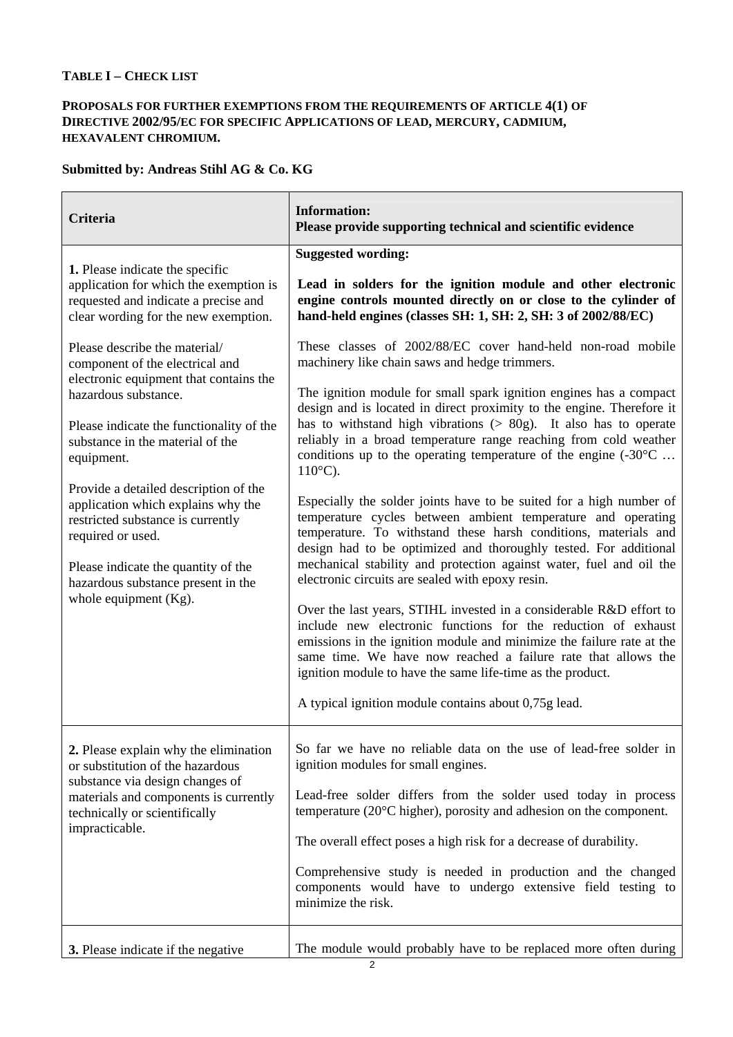**TABLE I – CHECK LIST**

**PROPOSALS FOR FURTHER EXEMPTIONS FROM THE REQUIREMENTS OF ARTICLE 4(1) OF DIRECTIVE 2002/95/EC FOR SPECIFIC APPLICATIONS OF LEAD, MERCURY, CADMIUM, HEXAVALENT CHROMIUM.**

**Submitted by: Andreas Stihl AG & Co. KG**

| Criteria | Information: Please provide supporting technical and scientific evidence |
|---|---|
| **1.** Please indicate the specific application for which the exemption is requested and indicate a precise and clear wording for the new exemption.<br><br>Please describe the material/ component of the electrical and electronic equipment that contains the hazardous substance.<br><br>Please indicate the functionality of the substance in the material of the equipment.<br><br>Provide a detailed description of the application which explains why the restricted substance is currently required or used.<br><br>Please indicate the quantity of the hazardous substance present in the whole equipment (Kg). | **Suggested wording:**<br><br>**Lead in solders for the ignition module and other electronic engine controls mounted directly on or close to the cylinder of hand-held engines (classes SH: 1, SH: 2, SH: 3 of 2002/88/EC)**<br><br>These classes of 2002/88/EC cover hand-held non-road mobile machinery like chain saws and hedge trimmers.<br><br>The ignition module for small spark ignition engines has a compact design and is located in direct proximity to the engine. Therefore it has to withstand high vibrations (> 80g). It also has to operate reliably in a broad temperature range reaching from cold weather conditions up to the operating temperature of the engine (-30°C … 110°C).<br><br>Especially the solder joints have to be suited for a high number of temperature cycles between ambient temperature and operating temperature. To withstand these harsh conditions, materials and design had to be optimized and thoroughly tested. For additional mechanical stability and protection against water, fuel and oil the electronic circuits are sealed with epoxy resin.<br><br>Over the last years, STIHL invested in a considerable R&D effort to include new electronic functions for the reduction of exhaust emissions in the ignition module and minimize the failure rate at the same time. We have now reached a failure rate that allows the ignition module to have the same life-time as the product.<br><br>A typical ignition module contains about 0,75g lead. |
| **2.** Please explain why the elimination or substitution of the hazardous substance via design changes of materials and components is currently technically or scientifically impracticable. | So far we have no reliable data on the use of lead-free solder in ignition modules for small engines.<br><br>Lead-free solder differs from the solder used today in process temperature (20°C higher), porosity and adhesion on the component.<br><br>The overall effect poses a high risk for a decrease of durability.<br><br>Comprehensive study is needed in production and the changed components would have to undergo extensive field testing to minimize the risk. |
| **3.** Please indicate if the negative | The module would probably have to be replaced more often during |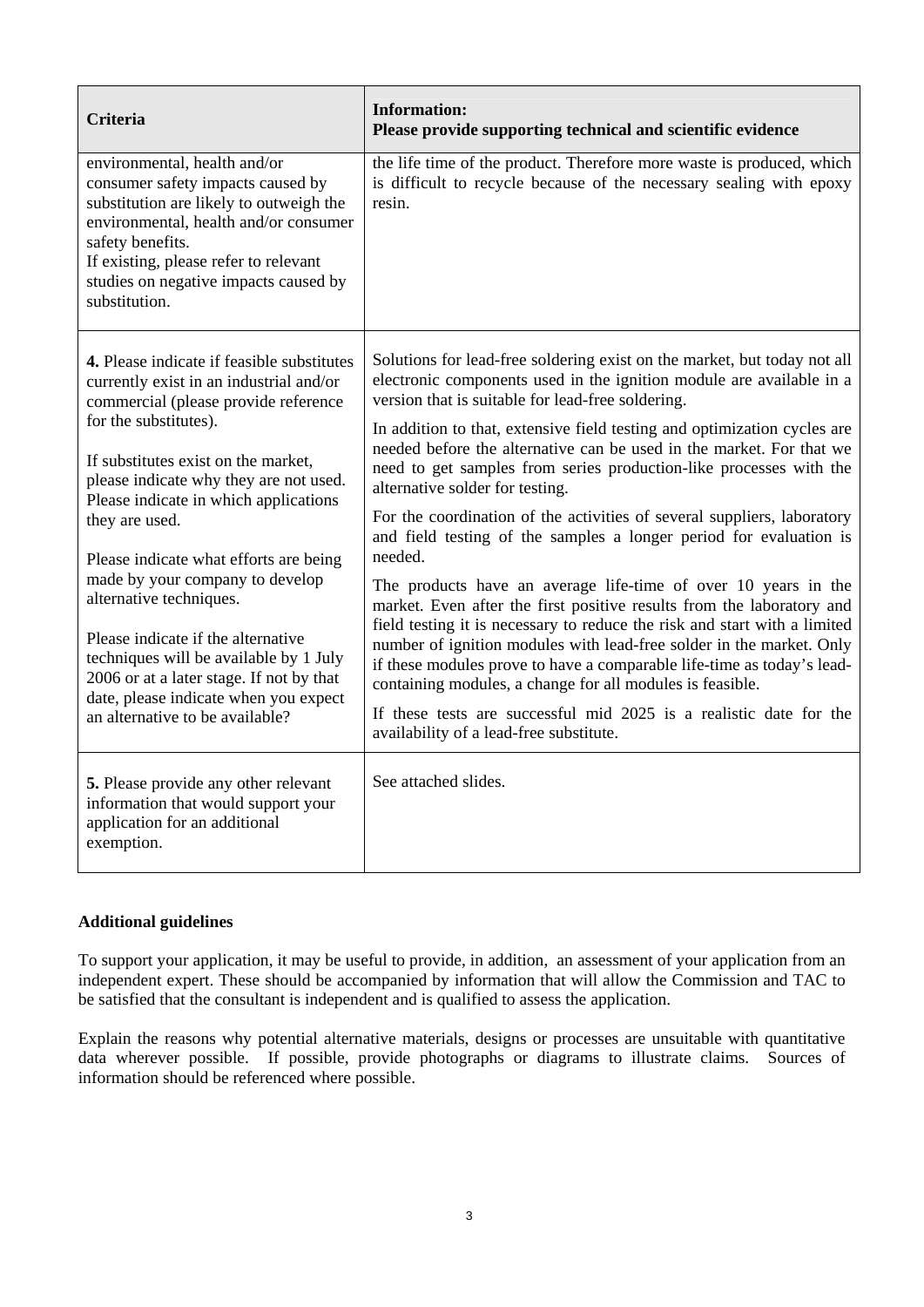| Criteria | Information:<br>Please provide supporting technical and scientific evidence |
|---|---|
| environmental, health and/or consumer safety impacts caused by substitution are likely to outweigh the environmental, health and/or consumer safety benefits.<br>If existing, please refer to relevant studies on negative impacts caused by substitution. | the life time of the product. Therefore more waste is produced, which is difficult to recycle because of the necessary sealing with epoxy resin. |
| **4.** Please indicate if feasible substitutes currently exist in an industrial and/or commercial (please provide reference for the substitutes).<br><br>If substitutes exist on the market, please indicate why they are not used. Please indicate in which applications they are used.<br><br>Please indicate what efforts are being made by your company to develop alternative techniques.<br><br>Please indicate if the alternative techniques will be available by 1 July 2006 or at a later stage. If not by that date, please indicate when you expect an alternative to be available? | Solutions for lead-free soldering exist on the market, but today not all electronic components used in the ignition module are available in a version that is suitable for lead-free soldering.<br><br>In addition to that, extensive field testing and optimization cycles are needed before the alternative can be used in the market. For that we need to get samples from series production-like processes with the alternative solder for testing.<br><br>For the coordination of the activities of several suppliers, laboratory and field testing of the samples a longer period for evaluation is needed.<br><br>The products have an average life-time of over 10 years in the market. Even after the first positive results from the laboratory and field testing it is necessary to reduce the risk and start with a limited number of ignition modules with lead-free solder in the market. Only if these modules prove to have a comparable life-time as today's lead-containing modules, a change for all modules is feasible.<br><br>If these tests are successful mid 2025 is a realistic date for the availability of a lead-free substitute. |
| **5.** Please provide any other relevant information that would support your application for an additional exemption. | See attached slides. |

**Additional guidelines**

To support your application, it may be useful to provide, in addition, an assessment of your application from an independent expert. These should be accompanied by information that will allow the Commission and TAC to be satisfied that the consultant is independent and is qualified to assess the application.

Explain the reasons why potential alternative materials, designs or processes are unsuitable with quantitative data wherever possible. If possible, provide photographs or diagrams to illustrate claims. Sources of information should be referenced where possible.